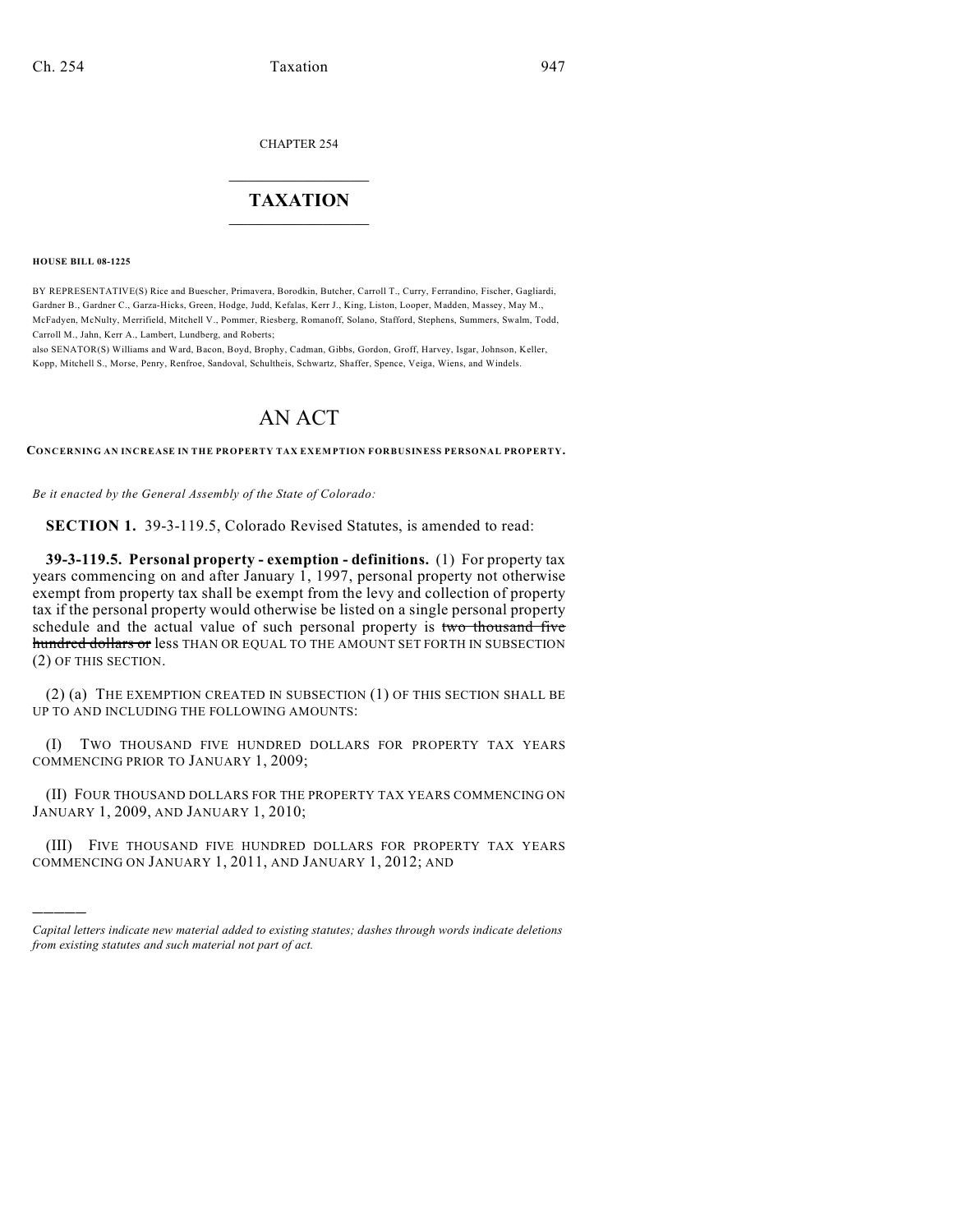CHAPTER 254

# TAXATION

**HOUSE BILL 08-1225**

BY REPRESENTATIVE(S) Rice and Buescher, Primavera, Borodkin, Butcher, Carroll T., Curry, Ferrandino, Fischer, Gagliardi, Gardner B., Gardner C., Garza-Hicks, Green, Hodge, Judd, Kefalas, Kerr J., King, Liston, Looper, Madden, Massey, May M., McFadyen, McNulty, Merrifield, Mitchell V., Pommer, Riesberg, Romanoff, Solano, Stafford, Stephens, Summers, Swalm, Todd, Carroll M., Jahn, Kerr A., Lambert, Lundberg, and Roberts;

also SENATOR(S) Williams and Ward, Bacon, Boyd, Brophy, Cadman, Gibbs, Gordon, Groff, Harvey, Isgar, Johnson, Keller, Kopp, Mitchell S., Morse, Penry, Renfroe, Sandoval, Schultheis, Schwartz, Shaffer, Spence, Veiga, Wiens, and Windels.

# AN ACT

**CONCERNING AN INCREASE IN THE PROPERTY TAX EXEMPTION FOR BUSINESS PERSONAL PROPERTY.**

*Be it enacted by the General Assembly of the State of Colorado:*

**SECTION 1.** 39-3-119.5, Colorado Revised Statutes, is amended to read:

**39-3-119.5. Personal property - exemption - definitions.** (1) For property tax years commencing on and after January 1, 1997, personal property not otherwise exempt from property tax shall be exempt from the levy and collection of property tax if the personal property would otherwise be listed on a single personal property schedule and the actual value of such personal property is ~~two thousand five hundred dollars or~~ less THAN OR EQUAL TO THE AMOUNT SET FORTH IN SUBSECTION (2) OF THIS SECTION.

(2) (a) THE EXEMPTION CREATED IN SUBSECTION (1) OF THIS SECTION SHALL BE UP TO AND INCLUDING THE FOLLOWING AMOUNTS:

(I) TWO THOUSAND FIVE HUNDRED DOLLARS FOR PROPERTY TAX YEARS COMMENCING PRIOR TO JANUARY 1, 2009;

(II) FOUR THOUSAND DOLLARS FOR THE PROPERTY TAX YEARS COMMENCING ON JANUARY 1, 2009, AND JANUARY 1, 2010;

(III) FIVE THOUSAND FIVE HUNDRED DOLLARS FOR PROPERTY TAX YEARS COMMENCING ON JANUARY 1, 2011, AND JANUARY 1, 2012; AND

---

*Capital letters indicate new material added to existing statutes; dashes through words indicate deletions from existing statutes and such material not part of act.*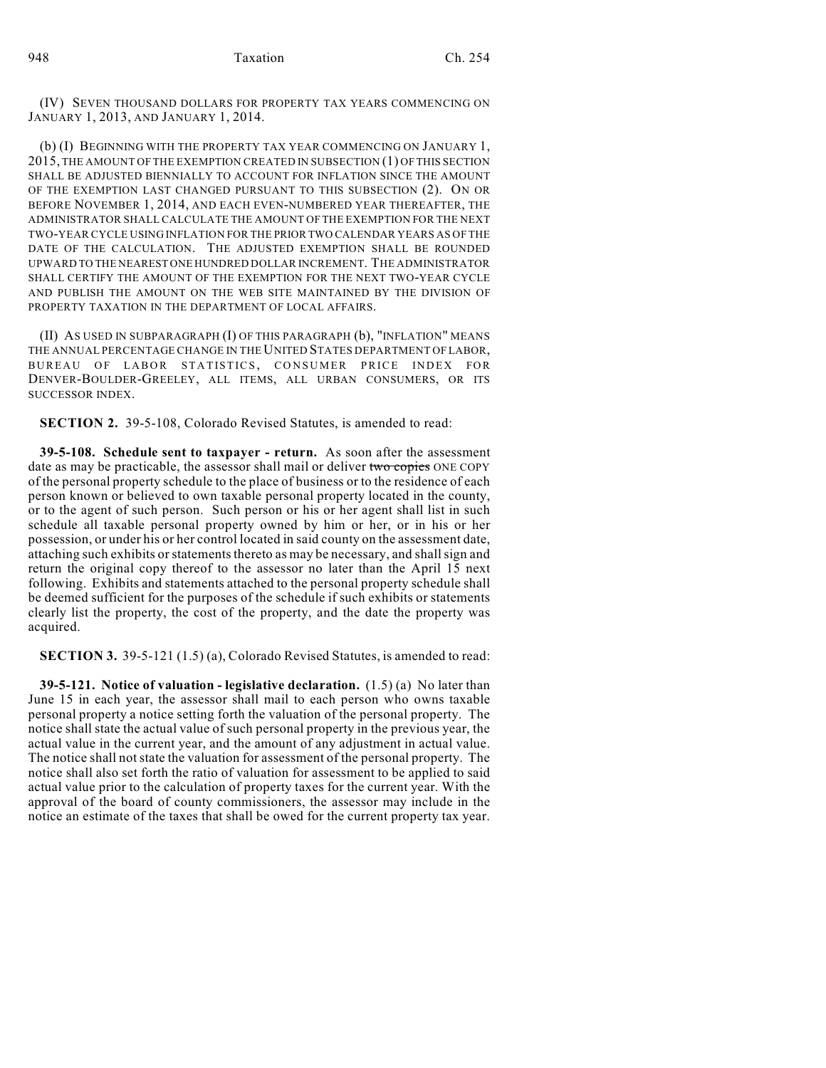(IV) SEVEN THOUSAND DOLLARS FOR PROPERTY TAX YEARS COMMENCING ON JANUARY 1, 2013, AND JANUARY 1, 2014.

(b) (I) BEGINNING WITH THE PROPERTY TAX YEAR COMMENCING ON JANUARY 1, 2015, THE AMOUNT OF THE EXEMPTION CREATED IN SUBSECTION (1) OF THIS SECTION SHALL BE ADJUSTED BIENNIALLY TO ACCOUNT FOR INFLATION SINCE THE AMOUNT OF THE EXEMPTION LAST CHANGED PURSUANT TO THIS SUBSECTION (2). ON OR BEFORE NOVEMBER 1, 2014, AND EACH EVEN-NUMBERED YEAR THEREAFTER, THE ADMINISTRATOR SHALL CALCULATE THE AMOUNT OF THE EXEMPTION FOR THE NEXT TWO-YEAR CYCLE USING INFLATION FOR THE PRIOR TWO CALENDAR YEARS AS OF THE DATE OF THE CALCULATION. THE ADJUSTED EXEMPTION SHALL BE ROUNDED UPWARD TO THE NEAREST ONE HUNDRED DOLLAR INCREMENT. THE ADMINISTRATOR SHALL CERTIFY THE AMOUNT OF THE EXEMPTION FOR THE NEXT TWO-YEAR CYCLE AND PUBLISH THE AMOUNT ON THE WEB SITE MAINTAINED BY THE DIVISION OF PROPERTY TAXATION IN THE DEPARTMENT OF LOCAL AFFAIRS.

(II) AS USED IN SUBPARAGRAPH (I) OF THIS PARAGRAPH (b), "INFLATION" MEANS THE ANNUAL PERCENTAGE CHANGE IN THE UNITED STATES DEPARTMENT OF LABOR, BUREAU OF LABOR STATISTICS, CONSUMER PRICE INDEX FOR DENVER-BOULDER-GREELEY, ALL ITEMS, ALL URBAN CONSUMERS, OR ITS SUCCESSOR INDEX.

**SECTION 2.** 39-5-108, Colorado Revised Statutes, is amended to read:

**39-5-108. Schedule sent to taxpayer - return.** As soon after the assessment date as may be practicable, the assessor shall mail or deliver ~~two copies~~ ONE COPY of the personal property schedule to the place of business or to the residence of each person known or believed to own taxable personal property located in the county, or to the agent of such person. Such person or his or her agent shall list in such schedule all taxable personal property owned by him or her, or in his or her possession, or under his or her control located in said county on the assessment date, attaching such exhibits or statements thereto as may be necessary, and shall sign and return the original copy thereof to the assessor no later than the April 15 next following. Exhibits and statements attached to the personal property schedule shall be deemed sufficient for the purposes of the schedule if such exhibits or statements clearly list the property, the cost of the property, and the date the property was acquired.

**SECTION 3.** 39-5-121 (1.5) (a), Colorado Revised Statutes, is amended to read:

**39-5-121. Notice of valuation - legislative declaration.** (1.5) (a) No later than June 15 in each year, the assessor shall mail to each person who owns taxable personal property a notice setting forth the valuation of the personal property. The notice shall state the actual value of such personal property in the previous year, the actual value in the current year, and the amount of any adjustment in actual value. The notice shall not state the valuation for assessment of the personal property. The notice shall also set forth the ratio of valuation for assessment to be applied to said actual value prior to the calculation of property taxes for the current year. With the approval of the board of county commissioners, the assessor may include in the notice an estimate of the taxes that shall be owed for the current property tax year.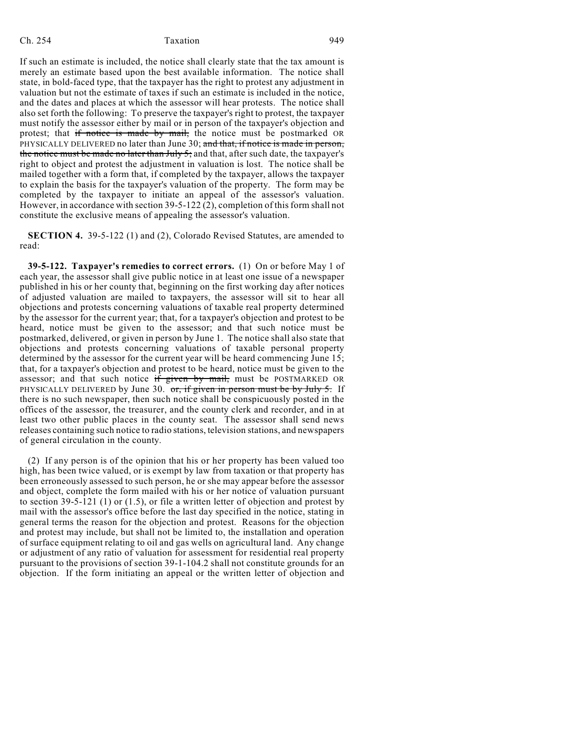If such an estimate is included, the notice shall clearly state that the tax amount is merely an estimate based upon the best available information. The notice shall state, in bold-faced type, that the taxpayer has the right to protest any adjustment in valuation but not the estimate of taxes if such an estimate is included in the notice, and the dates and places at which the assessor will hear protests. The notice shall also set forth the following: To preserve the taxpayer's right to protest, the taxpayer must notify the assessor either by mail or in person of the taxpayer's objection and protest; that ~~if notice is made by mail,~~ the notice must be postmarked OR PHYSICALLY DELIVERED no later than June 30; ~~and that, if notice is made in person, the notice must be made no later than July 5;~~ and that, after such date, the taxpayer's right to object and protest the adjustment in valuation is lost. The notice shall be mailed together with a form that, if completed by the taxpayer, allows the taxpayer to explain the basis for the taxpayer's valuation of the property. The form may be completed by the taxpayer to initiate an appeal of the assessor's valuation. However, in accordance with section 39-5-122 (2), completion of this form shall not constitute the exclusive means of appealing the assessor's valuation.

**SECTION 4.** 39-5-122 (1) and (2), Colorado Revised Statutes, are amended to read:

**39-5-122. Taxpayer's remedies to correct errors.** (1) On or before May 1 of each year, the assessor shall give public notice in at least one issue of a newspaper published in his or her county that, beginning on the first working day after notices of adjusted valuation are mailed to taxpayers, the assessor will sit to hear all objections and protests concerning valuations of taxable real property determined by the assessor for the current year; that, for a taxpayer's objection and protest to be heard, notice must be given to the assessor; and that such notice must be postmarked, delivered, or given in person by June 1. The notice shall also state that objections and protests concerning valuations of taxable personal property determined by the assessor for the current year will be heard commencing June 15; that, for a taxpayer's objection and protest to be heard, notice must be given to the assessor; and that such notice ~~if given by mail,~~ must be POSTMARKED OR PHYSICALLY DELIVERED by June 30. ~~or, if given in person must be by July 5.~~ If there is no such newspaper, then such notice shall be conspicuously posted in the offices of the assessor, the treasurer, and the county clerk and recorder, and in at least two other public places in the county seat. The assessor shall send news releases containing such notice to radio stations, television stations, and newspapers of general circulation in the county.

(2) If any person is of the opinion that his or her property has been valued too high, has been twice valued, or is exempt by law from taxation or that property has been erroneously assessed to such person, he or she may appear before the assessor and object, complete the form mailed with his or her notice of valuation pursuant to section 39-5-121 (1) or (1.5), or file a written letter of objection and protest by mail with the assessor's office before the last day specified in the notice, stating in general terms the reason for the objection and protest. Reasons for the objection and protest may include, but shall not be limited to, the installation and operation of surface equipment relating to oil and gas wells on agricultural land. Any change or adjustment of any ratio of valuation for assessment for residential real property pursuant to the provisions of section 39-1-104.2 shall not constitute grounds for an objection. If the form initiating an appeal or the written letter of objection and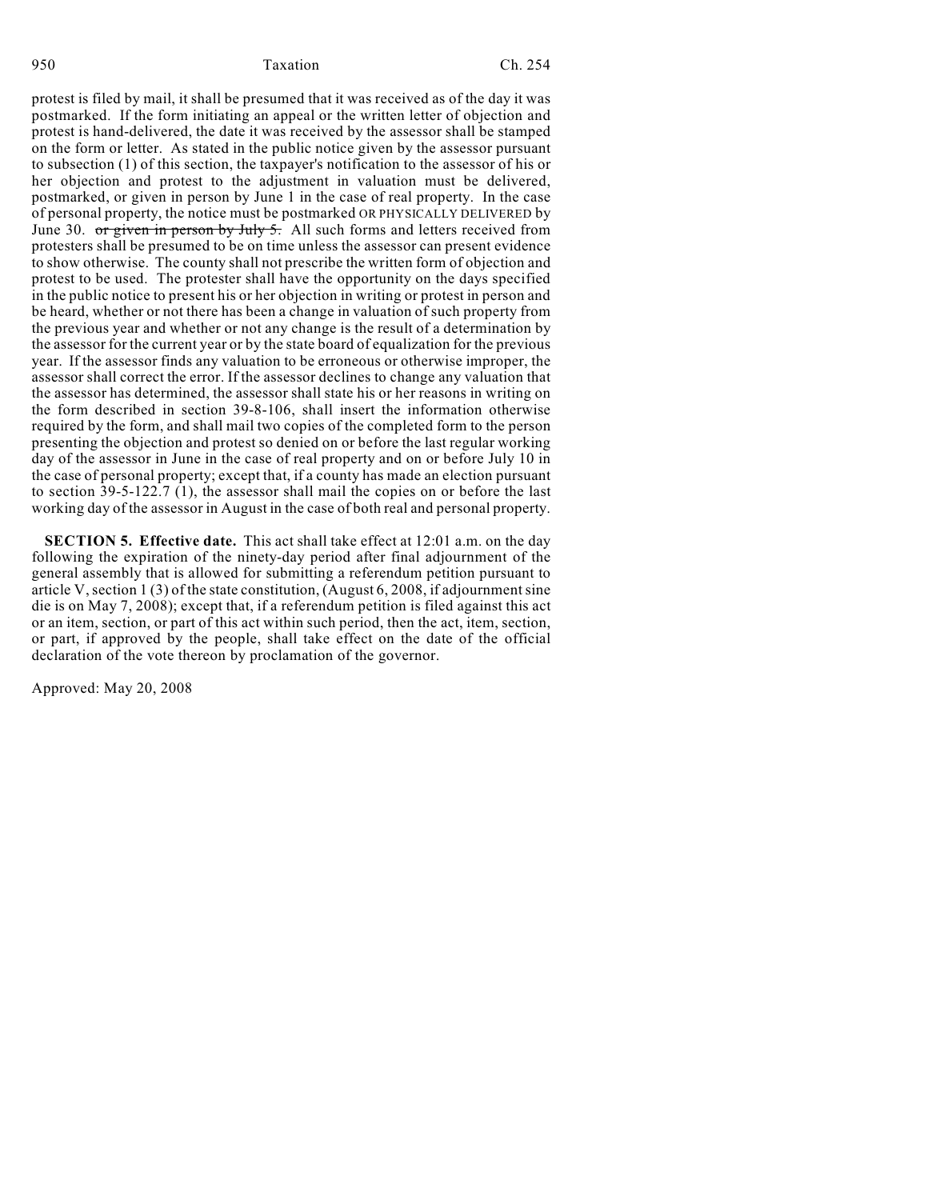protest is filed by mail, it shall be presumed that it was received as of the day it was postmarked. If the form initiating an appeal or the written letter of objection and protest is hand-delivered, the date it was received by the assessor shall be stamped on the form or letter. As stated in the public notice given by the assessor pursuant to subsection (1) of this section, the taxpayer's notification to the assessor of his or her objection and protest to the adjustment in valuation must be delivered, postmarked, or given in person by June 1 in the case of real property. In the case of personal property, the notice must be postmarked OR PHYSICALLY DELIVERED by June 30. ~~or given in person by July 5.~~ All such forms and letters received from protesters shall be presumed to be on time unless the assessor can present evidence to show otherwise. The county shall not prescribe the written form of objection and protest to be used. The protester shall have the opportunity on the days specified in the public notice to present his or her objection in writing or protest in person and be heard, whether or not there has been a change in valuation of such property from the previous year and whether or not any change is the result of a determination by the assessor for the current year or by the state board of equalization for the previous year. If the assessor finds any valuation to be erroneous or otherwise improper, the assessor shall correct the error. If the assessor declines to change any valuation that the assessor has determined, the assessor shall state his or her reasons in writing on the form described in section 39-8-106, shall insert the information otherwise required by the form, and shall mail two copies of the completed form to the person presenting the objection and protest so denied on or before the last regular working day of the assessor in June in the case of real property and on or before July 10 in the case of personal property; except that, if a county has made an election pursuant to section 39-5-122.7 (1), the assessor shall mail the copies on or before the last working day of the assessor in August in the case of both real and personal property.

**SECTION 5. Effective date.** This act shall take effect at 12:01 a.m. on the day following the expiration of the ninety-day period after final adjournment of the general assembly that is allowed for submitting a referendum petition pursuant to article V, section 1 (3) of the state constitution, (August 6, 2008, if adjournment sine die is on May 7, 2008); except that, if a referendum petition is filed against this act or an item, section, or part of this act within such period, then the act, item, section, or part, if approved by the people, shall take effect on the date of the official declaration of the vote thereon by proclamation of the governor.

Approved: May 20, 2008